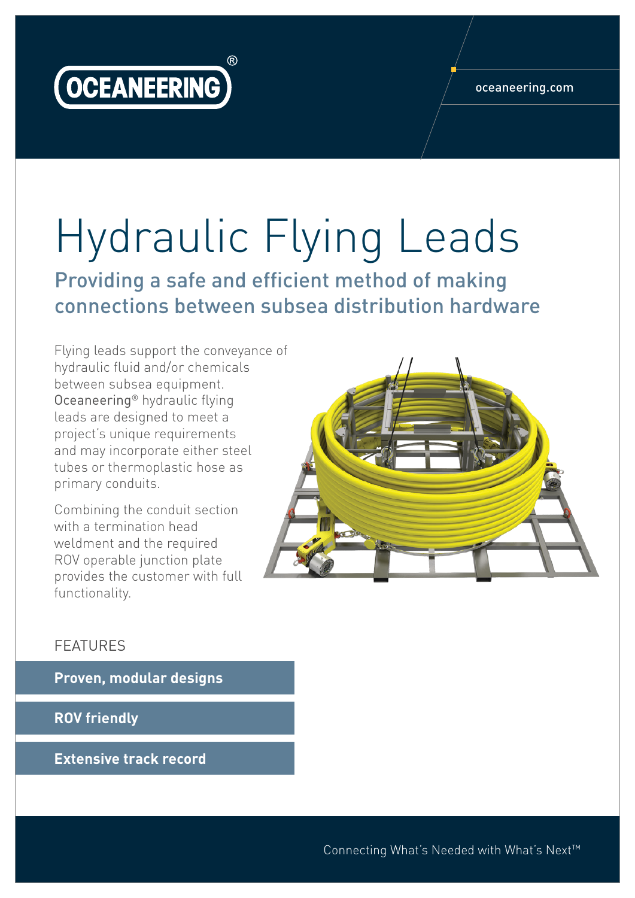OCEANEERING®

oceaneering.com

# Hydraulic Flying Leads

## Providing a safe and efficient method of making connections between subsea distribution hardware

Flying leads support the conveyance of hydraulic fluid and/or chemicals between subsea equipment. Oceaneering® hydraulic flying leads are designed to meet a project's unique requirements and may incorporate either steel tubes or thermoplastic hose as primary conduits.

Combining the conduit section with a termination head weldment and the required ROV operable junction plate provides the customer with full functionality.

### FEATURES

**Proven, modular designs**

**ROV friendly**

**Extensive track record**

Connecting What's Needed with What's Next™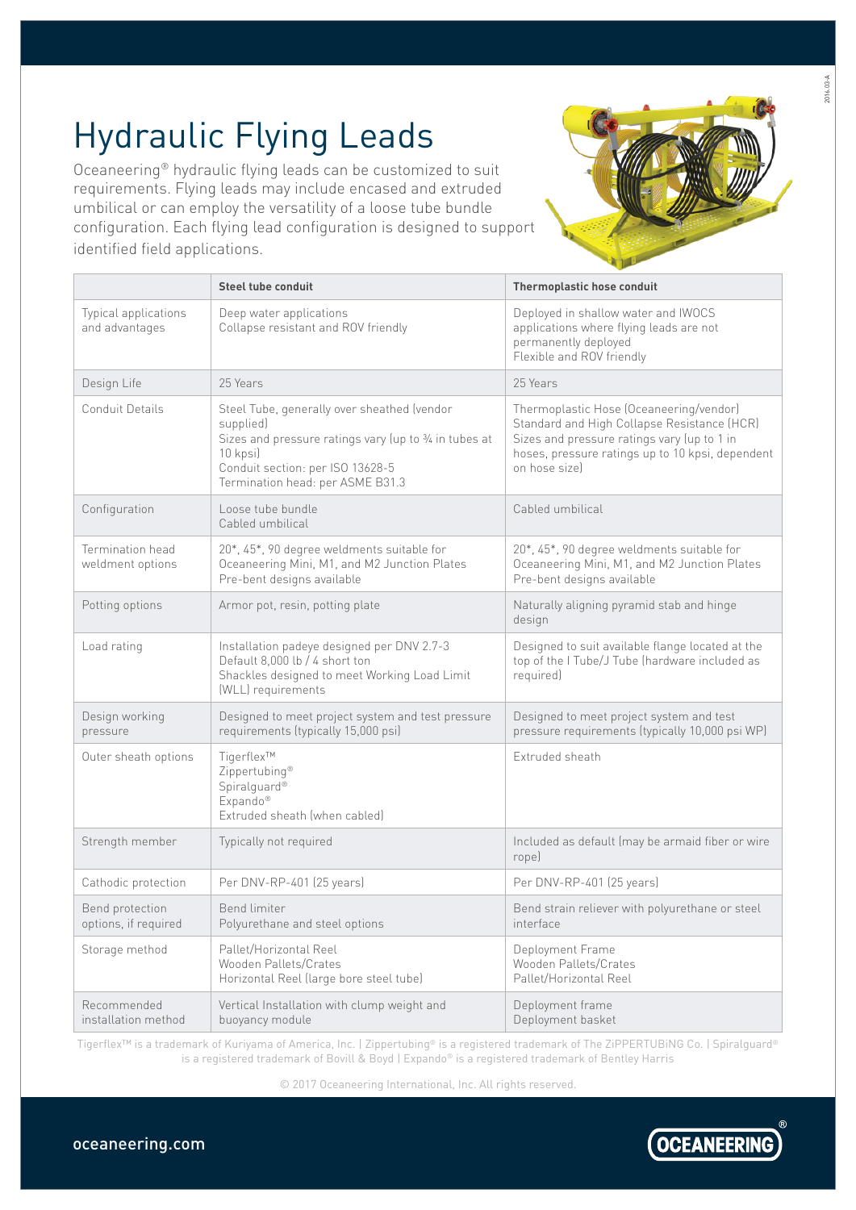# Hydraulic Flying Leads

Oceaneering® hydraulic flying leads can be customized to suit requirements. Flying leads may include encased and extruded umbilical or can employ the versatility of a loose tube bundle configuration. Each flying lead configuration is designed to support identified field applications.

| | Steel tube conduit | Thermoplastic hose conduit |
|---|---|---|
| Typical applications and advantages | Deep water applications<br>Collapse resistant and ROV friendly | Deployed in shallow water and IWOCS applications where flying leads are not permanently deployed<br>Flexible and ROV friendly |
| Design Life | 25 Years | 25 Years |
| Conduit Details | Steel Tube, generally over sheathed (vendor supplied)<br>Sizes and pressure ratings vary (up to ¾ in tubes at 10 kpsi)<br>Conduit section: per ISO 13628-5<br>Termination head: per ASME B31.3 | Thermoplastic Hose (Oceaneering/vendor)<br>Standard and High Collapse Resistance (HCR)<br>Sizes and pressure ratings vary (up to 1 in hoses, pressure ratings up to 10 kpsi, dependent on hose size) |
| Configuration | Loose tube bundle<br>Cabled umbilical | Cabled umbilical |
| Termination head weldment options | 20*, 45*, 90 degree weldments suitable for Oceaneering Mini, M1, and M2 Junction Plates<br>Pre-bent designs available | 20*, 45*, 90 degree weldments suitable for Oceaneering Mini, M1, and M2 Junction Plates<br>Pre-bent designs available |
| Potting options | Armor pot, resin, potting plate | Naturally aligning pyramid stab and hinge design |
| Load rating | Installation padeye designed per DNV 2.7-3<br>Default 8,000 lb / 4 short ton<br>Shackles designed to meet Working Load Limit (WLL) requirements | Designed to suit available flange located at the top of the I Tube/J Tube (hardware included as required) |
| Design working pressure | Designed to meet project system and test pressure requirements (typically 15,000 psi) | Designed to meet project system and test pressure requirements (typically 10,000 psi WP) |
| Outer sheath options | Tigerflex™<br>Zippertubing®<br>Spiralguard®<br>Expando®<br>Extruded sheath (when cabled) | Extruded sheath |
| Strength member | Typically not required | Included as default (may be armaid fiber or wire rope) |
| Cathodic protection | Per DNV-RP-401 (25 years) | Per DNV-RP-401 (25 years) |
| Bend protection options, if required | Bend limiter<br>Polyurethane and steel options | Bend strain reliever with polyurethane or steel interface |
| Storage method | Pallet/Horizontal Reel<br>Wooden Pallets/Crates<br>Horizontal Reel (large bore steel tube) | Deployment Frame<br>Wooden Pallets/Crates<br>Pallet/Horizontal Reel |
| Recommended installation method | Vertical Installation with clump weight and buoyancy module | Deployment frame<br>Deployment basket |

Tigerflex™ is a trademark of Kuriyama of America, Inc. | Zippertubing® is a registered trademark of The ZiPPERTUBiNG Co. | Spiralguard® is a registered trademark of Bovill & Boyd | Expando® is a registered trademark of Bentley Harris

© 2017 Oceaneering International, Inc. All rights reserved.

oceaneering.com